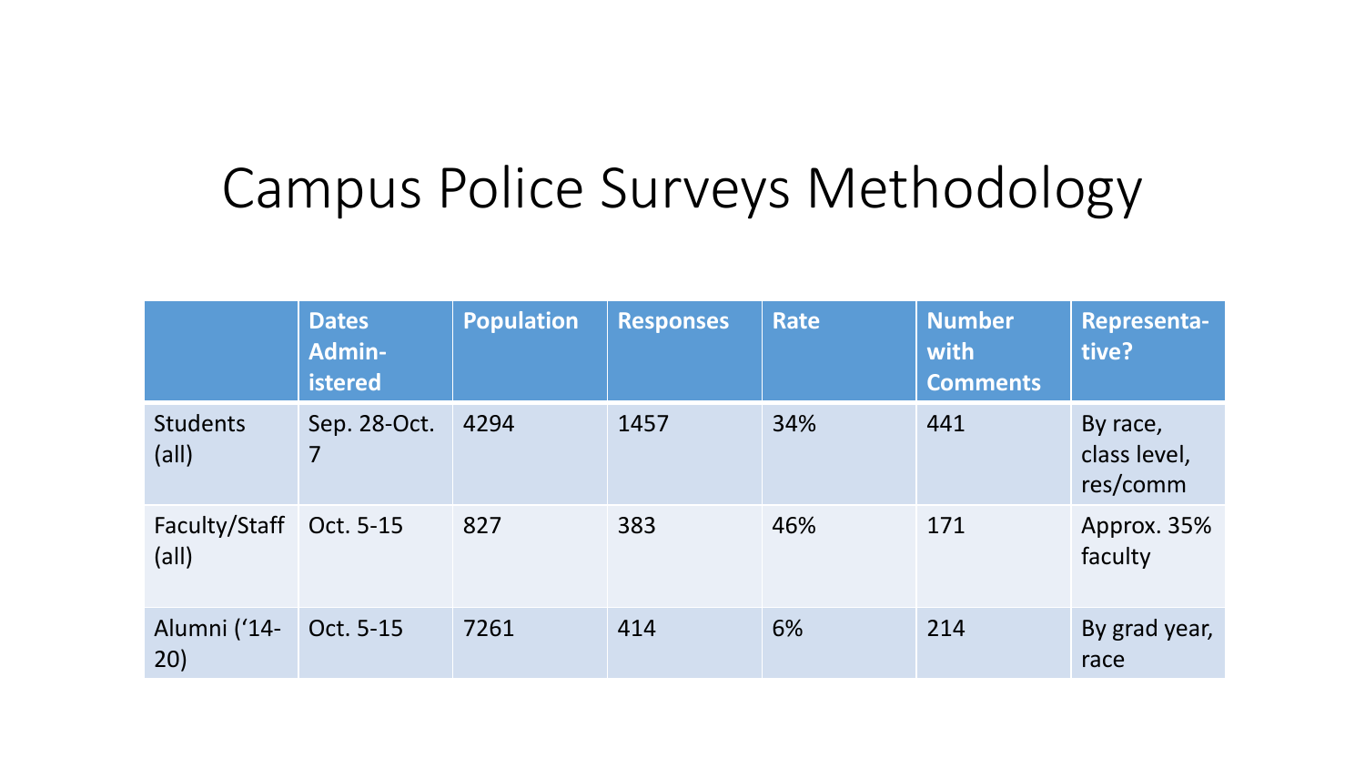# Campus Police Surveys Methodology

| | Dates Administered | Population | Responses | Rate | Number with Comments | Representative? |
|---|---|---|---|---|---|---|
| Students (all) | Sep. 28-Oct. 7 | 4294 | 1457 | 34% | 441 | By race, class level, res/comm |
| Faculty/Staff (all) | Oct. 5-15 | 827 | 383 | 46% | 171 | Approx. 35% faculty |
| Alumni ('14-20) | Oct. 5-15 | 7261 | 414 | 6% | 214 | By grad year, race |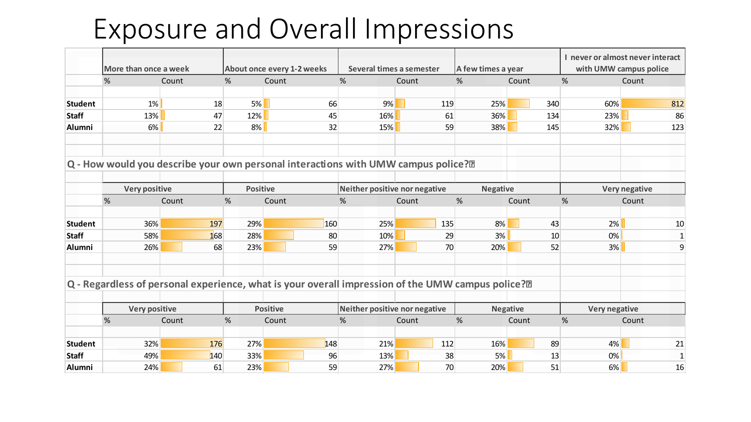# Exposure and Overall Impressions

| | More than once a week | | About once every 1-2 weeks | | Several times a semester | | A few times a year | | I never or almost never interact with UMW campus police | |
|---|---|---|---|---|---|---|---|---|---|---|
| | % | Count | % | Count | % | Count | % | Count | % | Count |
| **Student** | 1% | 18 | 5% | 66 | 9% | 119 | 25% | 340 | 60% | 812 |
| **Staff** | 13% | 47 | 12% | 45 | 16% | 61 | 36% | 134 | 23% | 86 |
| **Alumni** | 6% | 22 | 8% | 32 | 15% | 59 | 38% | 145 | 32% | 123 |

**Q - How would you describe your own personal interactions with UMW campus police?**

| | Very positive | | Positive | | Neither positive nor negative | | Negative | | Very negative | |
|---|---|---|---|---|---|---|---|---|---|---|
| | % | Count | % | Count | % | Count | % | Count | % | Count |
| **Student** | 36% | 197 | 29% | 160 | 25% | 135 | 8% | 43 | 2% | 10 |
| **Staff** | 58% | 168 | 28% | 80 | 10% | 29 | 3% | 10 | 0% | 1 |
| **Alumni** | 26% | 68 | 23% | 59 | 27% | 70 | 20% | 52 | 3% | 9 |

**Q - Regardless of personal experience, what is your overall impression of the UMW campus police?**

| | Very positive | | Positive | | Neither positive nor negative | | Negative | | Very negative | |
|---|---|---|---|---|---|---|---|---|---|---|
| | % | Count | % | Count | % | Count | % | Count | % | Count |
| **Student** | 32% | 176 | 27% | 148 | 21% | 112 | 16% | 89 | 4% | 21 |
| **Staff** | 49% | 140 | 33% | 96 | 13% | 38 | 5% | 13 | 0% | 1 |
| **Alumni** | 24% | 61 | 23% | 59 | 27% | 70 | 20% | 51 | 6% | 16 |